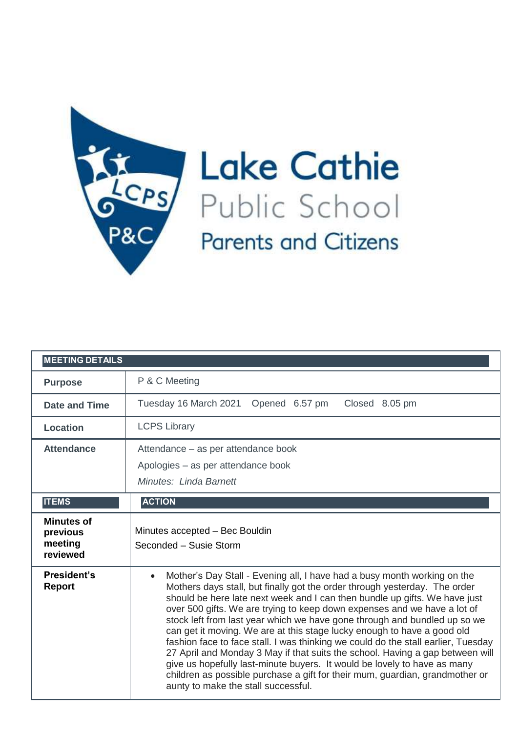# Lake Cathie Public School Parents and Citizens

| MEETING DETAILS | |
|---|---|
| **Purpose** | P & C Meeting |
| **Date and Time** | Tuesday 16 March 2021 Opened 6.57 pm Closed 8.05 pm |
| **Location** | LCPS Library |
| **Attendance** | Attendance – as per attendance book<br>Apologies – as per attendance book<br>*Minutes: Linda Barnett* |
| **ITEMS** | **ACTION** |
| **Minutes of previous meeting reviewed** | Minutes accepted – Bec Bouldin<br>Seconded – Susie Storm |
| **President's Report** | • Mother's Day Stall - Evening all, I have had a busy month working on the Mothers days stall, but finally got the order through yesterday. The order should be here late next week and I can then bundle up gifts. We have just over 500 gifts. We are trying to keep down expenses and we have a lot of stock left from last year which we have gone through and bundled up so we can get it moving. We are at this stage lucky enough to have a good old fashion face to face stall. I was thinking we could do the stall earlier, Tuesday 27 April and Monday 3 May if that suits the school. Having a gap between will give us hopefully last-minute buyers. It would be lovely to have as many children as possible purchase a gift for their mum, guardian, grandmother or aunty to make the stall successful. |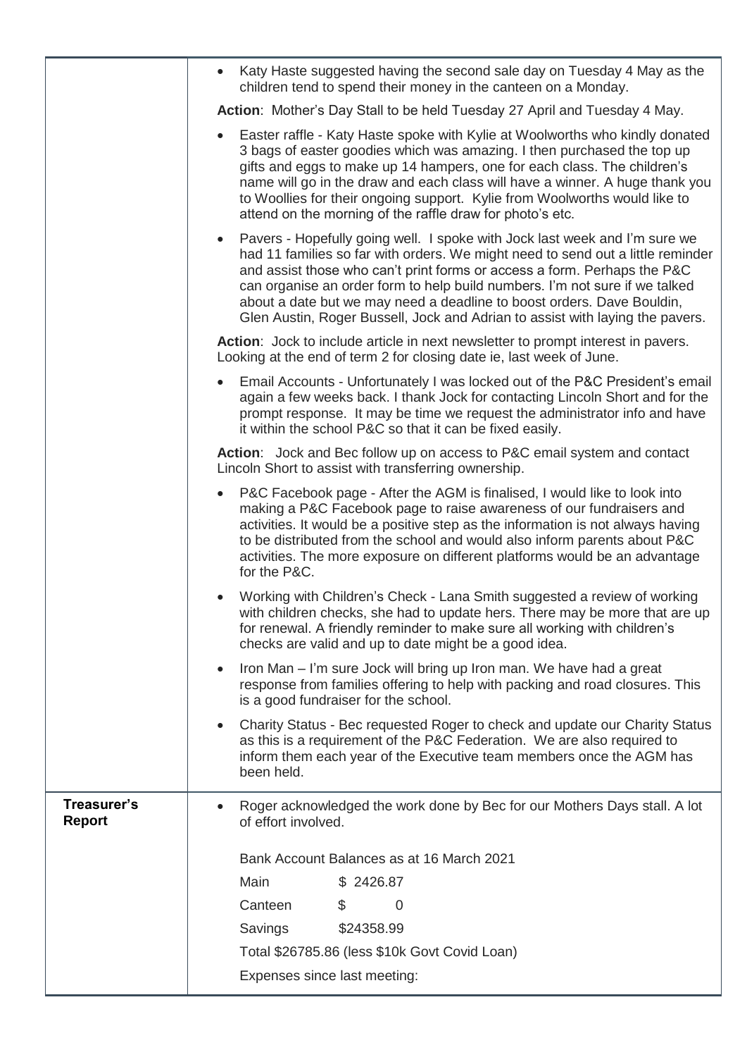| | |
|---|---|
| | • Katy Haste suggested having the second sale day on Tuesday 4 May as the children tend to spend their money in the canteen on a Monday.<br><br>**Action**: Mother's Day Stall to be held Tuesday 27 April and Tuesday 4 May.<br><br>• Easter raffle - Katy Haste spoke with Kylie at Woolworths who kindly donated 3 bags of easter goodies which was amazing. I then purchased the top up gifts and eggs to make up 14 hampers, one for each class. The children's name will go in the draw and each class will have a winner. A huge thank you to Woollies for their ongoing support. Kylie from Woolworths would like to attend on the morning of the raffle draw for photo's etc.<br><br>• Pavers - Hopefully going well. I spoke with Jock last week and I'm sure we had 11 families so far with orders. We might need to send out a little reminder and assist those who can't print forms or access a form. Perhaps the P&C can organise an order form to help build numbers. I'm not sure if we talked about a date but we may need a deadline to boost orders. Dave Bouldin, Glen Austin, Roger Bussell, Jock and Adrian to assist with laying the pavers.<br><br>**Action**: Jock to include article in next newsletter to prompt interest in pavers. Looking at the end of term 2 for closing date ie, last week of June.<br><br>• Email Accounts - Unfortunately I was locked out of the P&C President's email again a few weeks back. I thank Jock for contacting Lincoln Short and for the prompt response. It may be time we request the administrator info and have it within the school P&C so that it can be fixed easily.<br><br>**Action**: Jock and Bec follow up on access to P&C email system and contact Lincoln Short to assist with transferring ownership.<br><br>• P&C Facebook page - After the AGM is finalised, I would like to look into making a P&C Facebook page to raise awareness of our fundraisers and activities. It would be a positive step as the information is not always having to be distributed from the school and would also inform parents about P&C activities. The more exposure on different platforms would be an advantage for the P&C.<br><br>• Working with Children's Check - Lana Smith suggested a review of working with children checks, she had to update hers. There may be more that are up for renewal. A friendly reminder to make sure all working with children's checks are valid and up to date might be a good idea.<br><br>• Iron Man – I'm sure Jock will bring up Iron man. We have had a great response from families offering to help with packing and road closures. This is a good fundraiser for the school.<br><br>• Charity Status - Bec requested Roger to check and update our Charity Status as this is a requirement of the P&C Federation. We are also required to inform them each year of the Executive team members once the AGM has been held. |
| **Treasurer's Report** | • Roger acknowledged the work done by Bec for our Mothers Days stall. A lot of effort involved.<br><br>Bank Account Balances as at 16 March 2021<br>Main $ 2426.87<br>Canteen $ 0<br>Savings $24358.99<br>Total $26785.86 (less $10k Govt Covid Loan)<br><br>Expenses since last meeting: |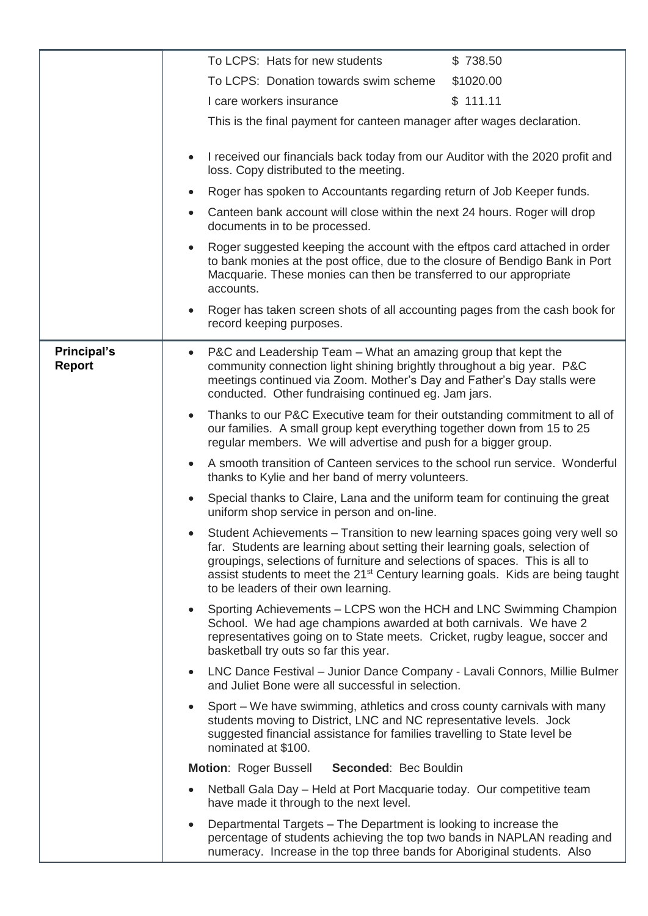| | |
|---|---|
| | To LCPS: Hats for new students $ 738.50<br>To LCPS: Donation towards swim scheme $1020.00<br>I care workers insurance $ 111.11<br>This is the final payment for canteen manager after wages declaration.<br><br>• I received our financials back today from our Auditor with the 2020 profit and loss. Copy distributed to the meeting.<br>• Roger has spoken to Accountants regarding return of Job Keeper funds.<br>• Canteen bank account will close within the next 24 hours. Roger will drop documents in to be processed.<br>• Roger suggested keeping the account with the eftpos card attached in order to bank monies at the post office, due to the closure of Bendigo Bank in Port Macquarie. These monies can then be transferred to our appropriate accounts.<br>• Roger has taken screen shots of all accounting pages from the cash book for record keeping purposes. |
| **Principal's Report** | • P&C and Leadership Team – What an amazing group that kept the community connection light shining brightly throughout a big year. P&C meetings continued via Zoom. Mother's Day and Father's Day stalls were conducted. Other fundraising continued eg. Jam jars.<br>• Thanks to our P&C Executive team for their outstanding commitment to all of our families. A small group kept everything together down from 15 to 25 regular members. We will advertise and push for a bigger group.<br>• A smooth transition of Canteen services to the school run service. Wonderful thanks to Kylie and her band of merry volunteers.<br>• Special thanks to Claire, Lana and the uniform team for continuing the great uniform shop service in person and on-line.<br>• Student Achievements – Transition to new learning spaces going very well so far. Students are learning about setting their learning goals, selection of groupings, selections of furniture and selections of spaces. This is all to assist students to meet the 21st Century learning goals. Kids are being taught to be leaders of their own learning.<br>• Sporting Achievements – LCPS won the HCH and LNC Swimming Champion School. We had age champions awarded at both carnivals. We have 2 representatives going on to State meets. Cricket, rugby league, soccer and basketball try outs so far this year.<br>• LNC Dance Festival – Junior Dance Company - Lavali Connors, Millie Bulmer and Juliet Bone were all successful in selection.<br>• Sport – We have swimming, athletics and cross county carnivals with many students moving to District, LNC and NC representative levels. Jock suggested financial assistance for families travelling to State level be nominated at $100.<br>**Motion**: Roger Bussell **Seconded**: Bec Bouldin<br>• Netball Gala Day – Held at Port Macquarie today. Our competitive team have made it through to the next level.<br>• Departmental Targets – The Department is looking to increase the percentage of students achieving the top two bands in NAPLAN reading and numeracy. Increase in the top three bands for Aboriginal students. Also |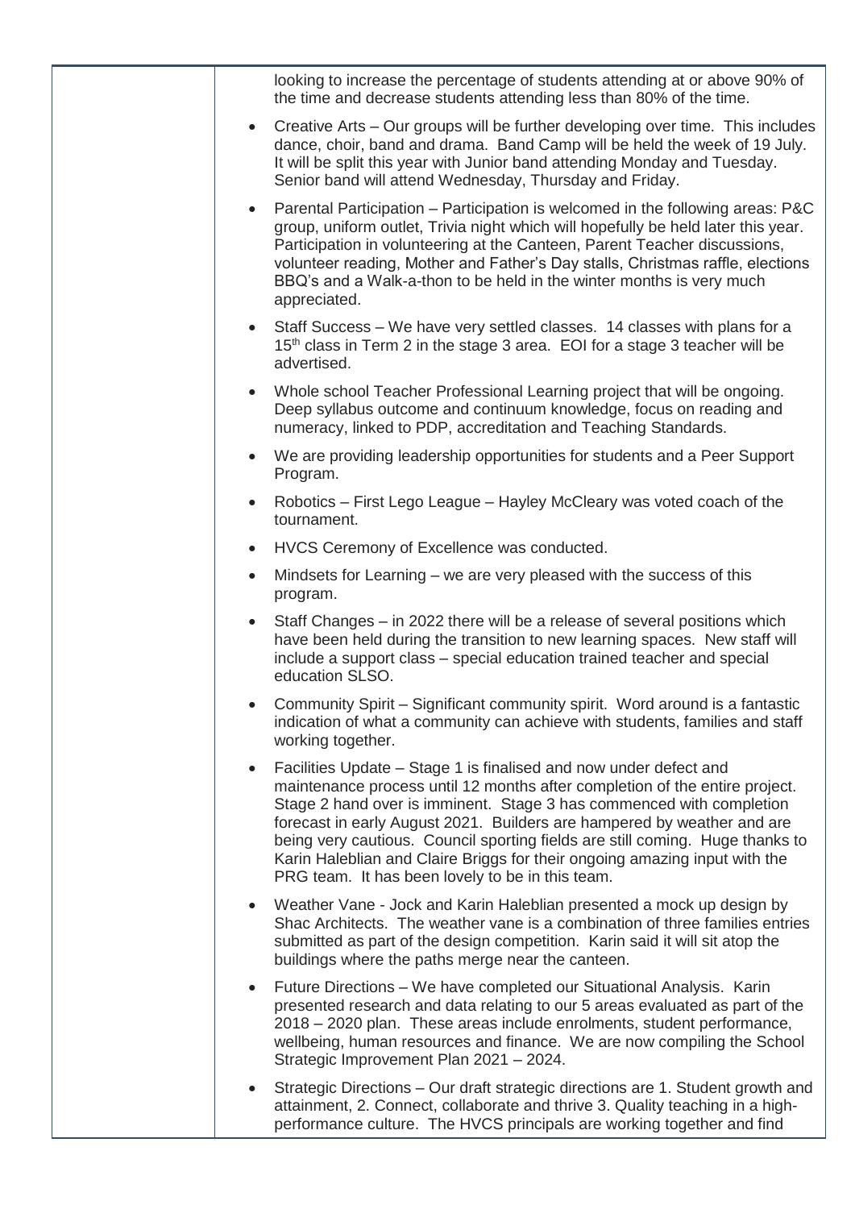| | |
|---|---|
| | looking to increase the percentage of students attending at or above 90% of the time and decrease students attending less than 80% of the time.<br>• Creative Arts – Our groups will be further developing over time. This includes dance, choir, band and drama. Band Camp will be held the week of 19 July. It will be split this year with Junior band attending Monday and Tuesday. Senior band will attend Wednesday, Thursday and Friday.<br>• Parental Participation – Participation is welcomed in the following areas: P&C group, uniform outlet, Trivia night which will hopefully be held later this year. Participation in volunteering at the Canteen, Parent Teacher discussions, volunteer reading, Mother and Father's Day stalls, Christmas raffle, elections BBQ's and a Walk-a-thon to be held in the winter months is very much appreciated.<br>• Staff Success – We have very settled classes. 14 classes with plans for a 15th class in Term 2 in the stage 3 area. EOI for a stage 3 teacher will be advertised.<br>• Whole school Teacher Professional Learning project that will be ongoing. Deep syllabus outcome and continuum knowledge, focus on reading and numeracy, linked to PDP, accreditation and Teaching Standards.<br>• We are providing leadership opportunities for students and a Peer Support Program.<br>• Robotics – First Lego League – Hayley McCleary was voted coach of the tournament.<br>• HVCS Ceremony of Excellence was conducted.<br>• Mindsets for Learning – we are very pleased with the success of this program.<br>• Staff Changes – in 2022 there will be a release of several positions which have been held during the transition to new learning spaces. New staff will include a support class – special education trained teacher and special education SLSO.<br>• Community Spirit – Significant community spirit. Word around is a fantastic indication of what a community can achieve with students, families and staff working together.<br>• Facilities Update – Stage 1 is finalised and now under defect and maintenance process until 12 months after completion of the entire project. Stage 2 hand over is imminent. Stage 3 has commenced with completion forecast in early August 2021. Builders are hampered by weather and are being very cautious. Council sporting fields are still coming. Huge thanks to Karin Haleblian and Claire Briggs for their ongoing amazing input with the PRG team. It has been lovely to be in this team.<br>• Weather Vane - Jock and Karin Haleblian presented a mock up design by Shac Architects. The weather vane is a combination of three families entries submitted as part of the design competition. Karin said it will sit atop the buildings where the paths merge near the canteen.<br>• Future Directions – We have completed our Situational Analysis. Karin presented research and data relating to our 5 areas evaluated as part of the 2018 – 2020 plan. These areas include enrolments, student performance, wellbeing, human resources and finance. We are now compiling the School Strategic Improvement Plan 2021 – 2024.<br>• Strategic Directions – Our draft strategic directions are 1. Student growth and attainment, 2. Connect, collaborate and thrive 3. Quality teaching in a high-performance culture. The HVCS principals are working together and find |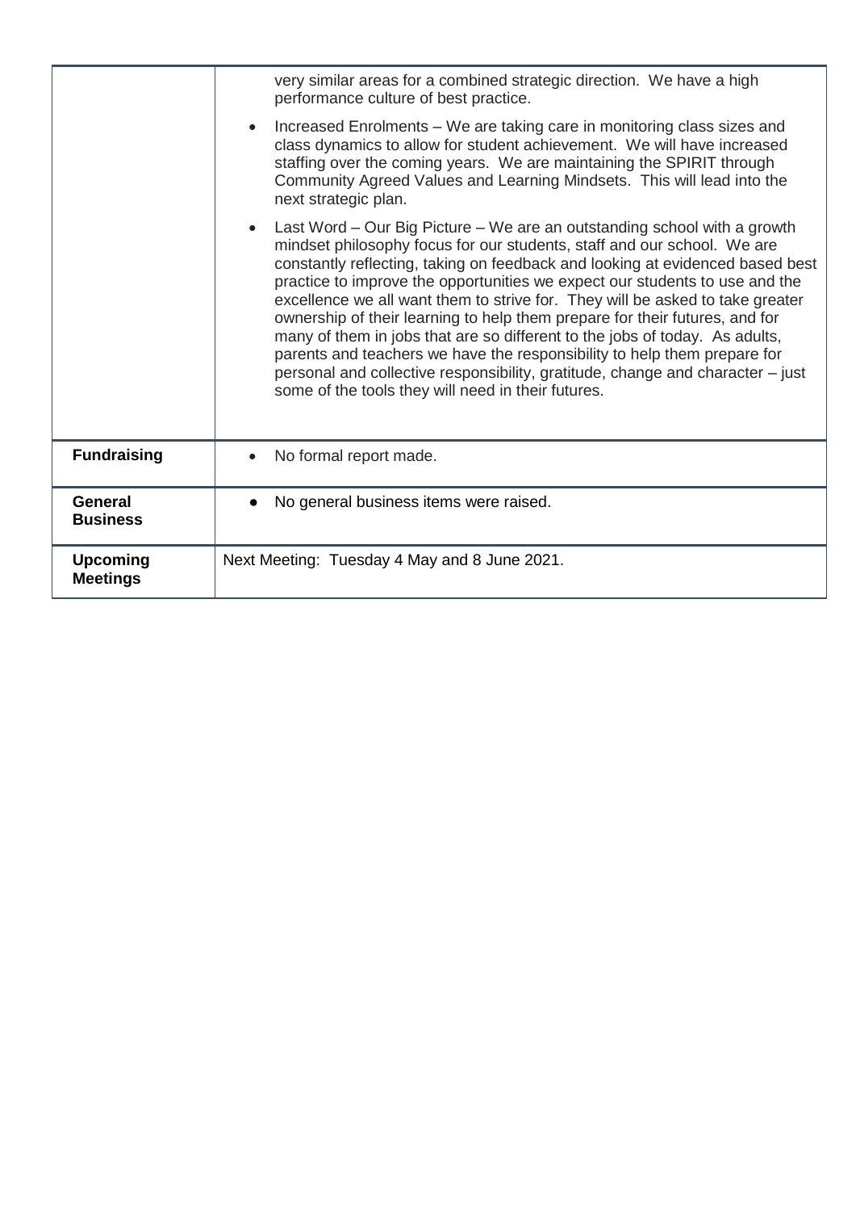| | |
|---|---|
| | very similar areas for a combined strategic direction. We have a high performance culture of best practice.<br>• Increased Enrolments – We are taking care in monitoring class sizes and class dynamics to allow for student achievement. We will have increased staffing over the coming years. We are maintaining the SPIRIT through Community Agreed Values and Learning Mindsets. This will lead into the next strategic plan.<br>• Last Word – Our Big Picture – We are an outstanding school with a growth mindset philosophy focus for our students, staff and our school. We are constantly reflecting, taking on feedback and looking at evidenced based best practice to improve the opportunities we expect our students to use and the excellence we all want them to strive for. They will be asked to take greater ownership of their learning to help them prepare for their futures, and for many of them in jobs that are so different to the jobs of today. As adults, parents and teachers we have the responsibility to help them prepare for personal and collective responsibility, gratitude, change and character – just some of the tools they will need in their futures. |
| **Fundraising** | • No formal report made. |
| **General Business** | • No general business items were raised. |
| **Upcoming Meetings** | Next Meeting: Tuesday 4 May and 8 June 2021. |